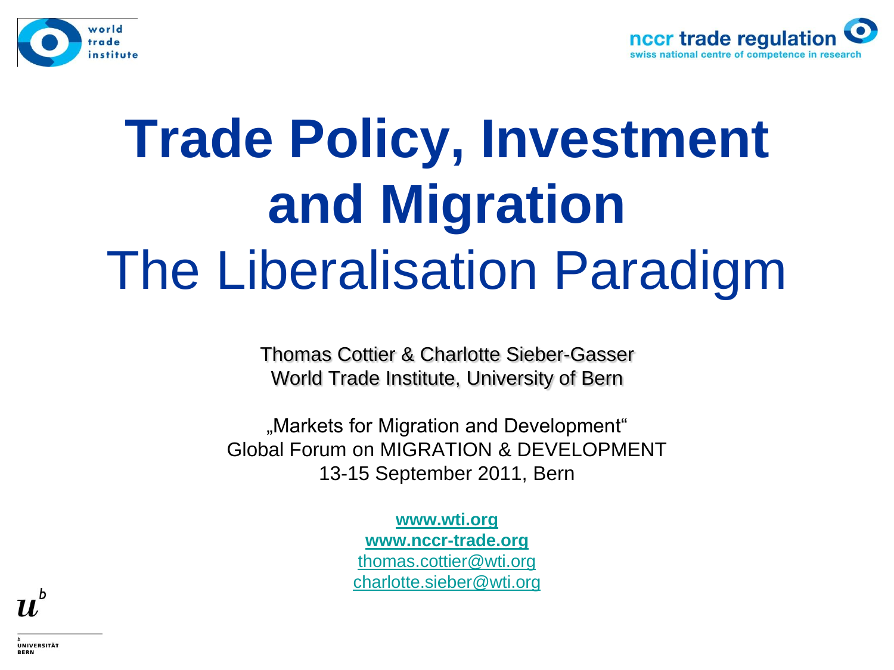# Trade Policy, Investment and Migration

## The Liberalisation Paradigm

Thomas Cottier & Charlotte Sieber-Gasser
World Trade Institute, University of Bern

„Markets for Migration and Development"
Global Forum on MIGRATION & DEVELOPMENT
13-15 September 2011, Bern

**www.wti.org**
**www.nccr-trade.org**
thomas.cottier@wti.org
charlotte.sieber@wti.org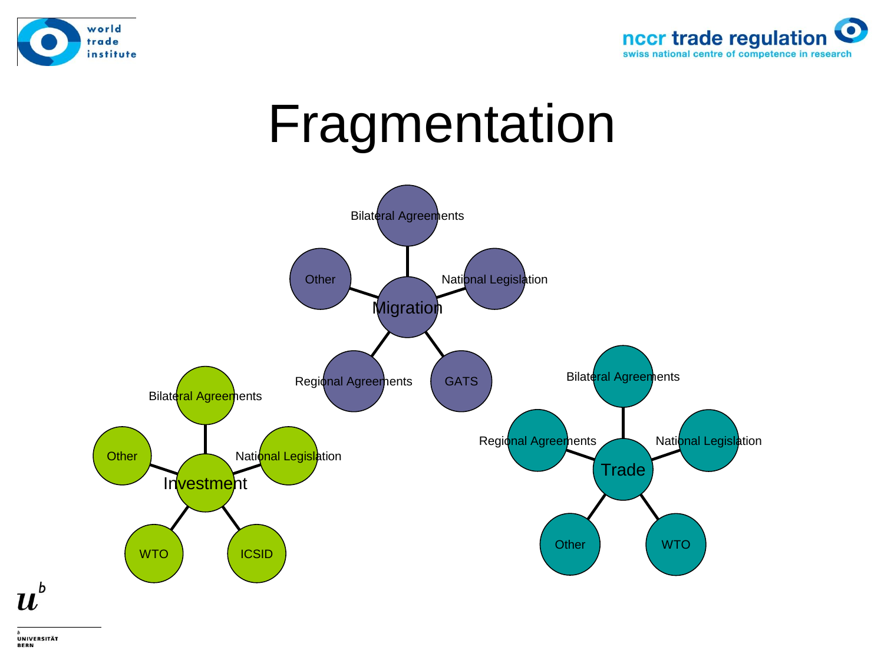# Fragmentation

**Migration**
- Bilateral Agreements
- National Legislation
- GATS
- Regional Agreements
- Other

**Investment**
- Bilateral Agreements
- National Legislation
- ICSID
- WTO
- Other

**Trade**
- Bilateral Agreements
- National Legislation
- WTO
- Other
- Regional Agreements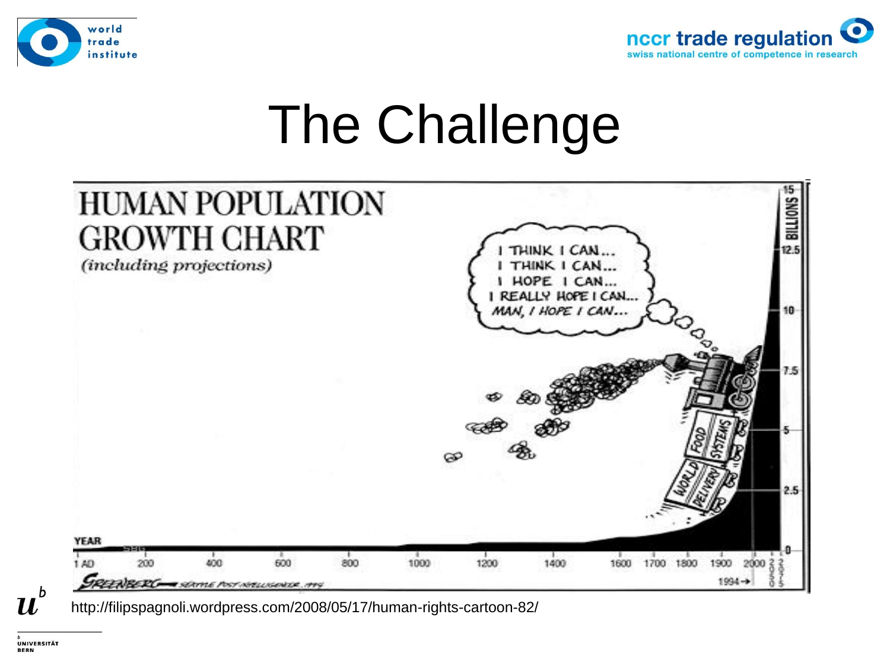# The Challenge

http://filipspagnoli.wordpress.com/2008/05/17/human-rights-cartoon-82/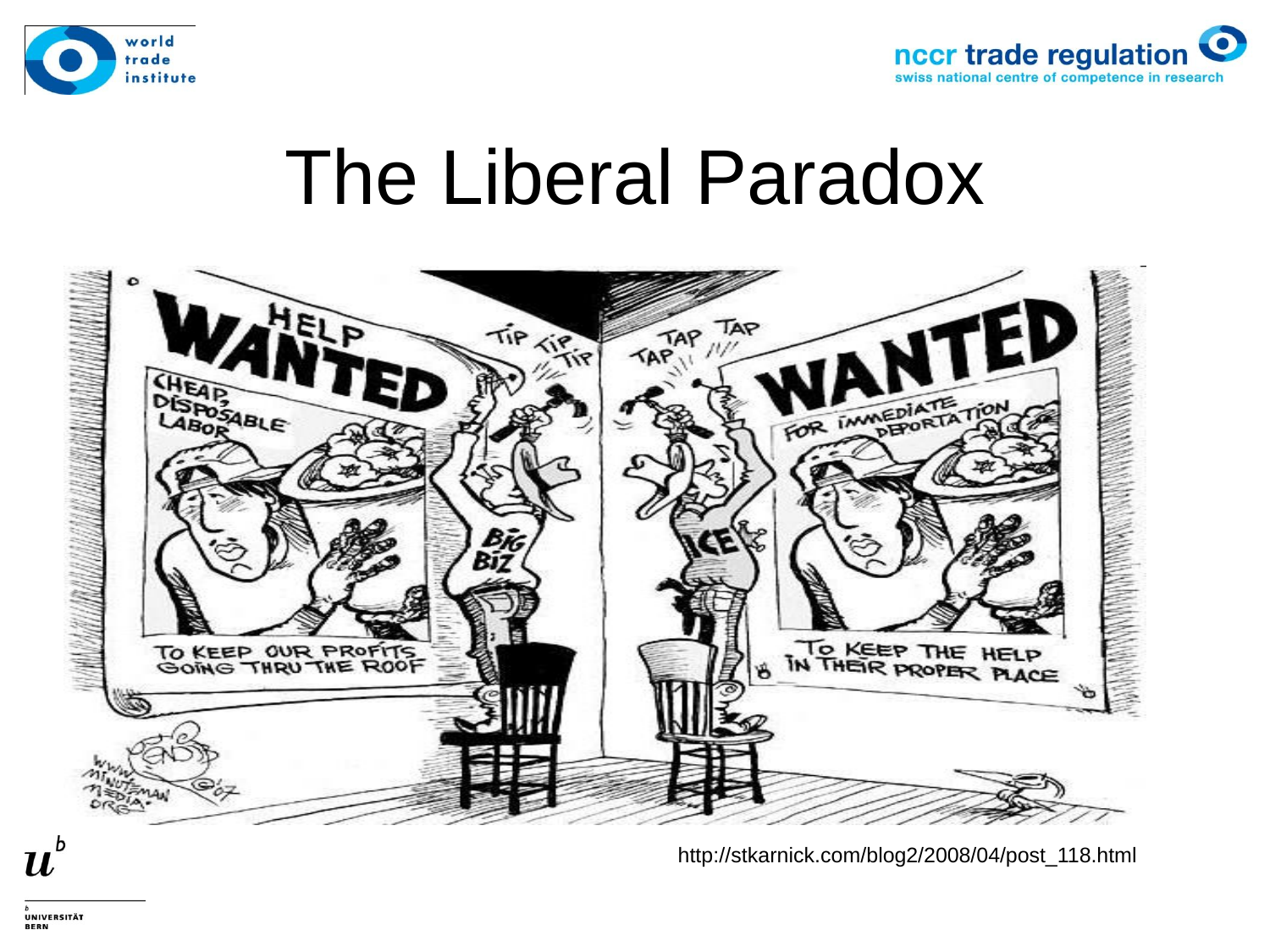# The Liberal Paradox

http://stkarnick.com/blog2/2008/04/post_118.html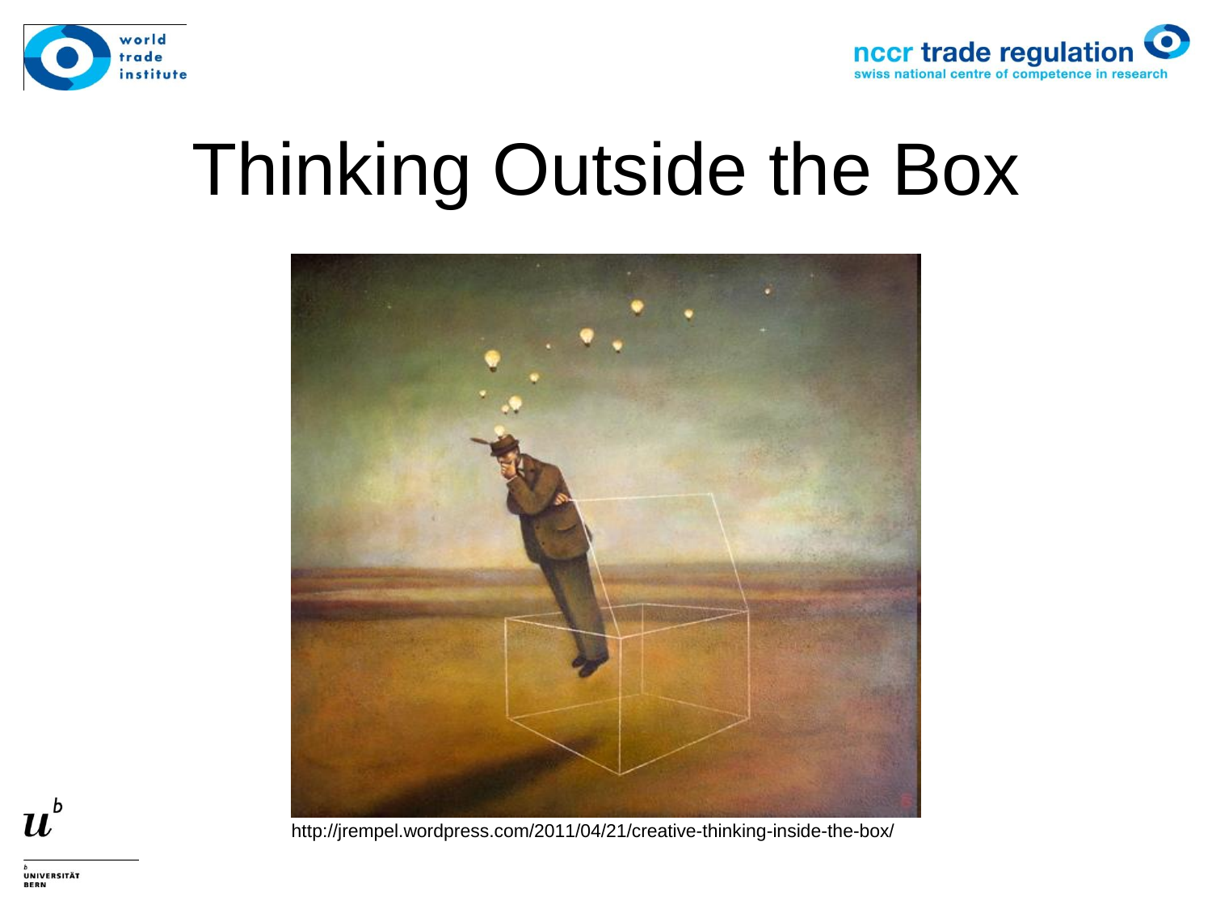# Thinking Outside the Box

http://jrempel.wordpress.com/2011/04/21/creative-thinking-inside-the-box/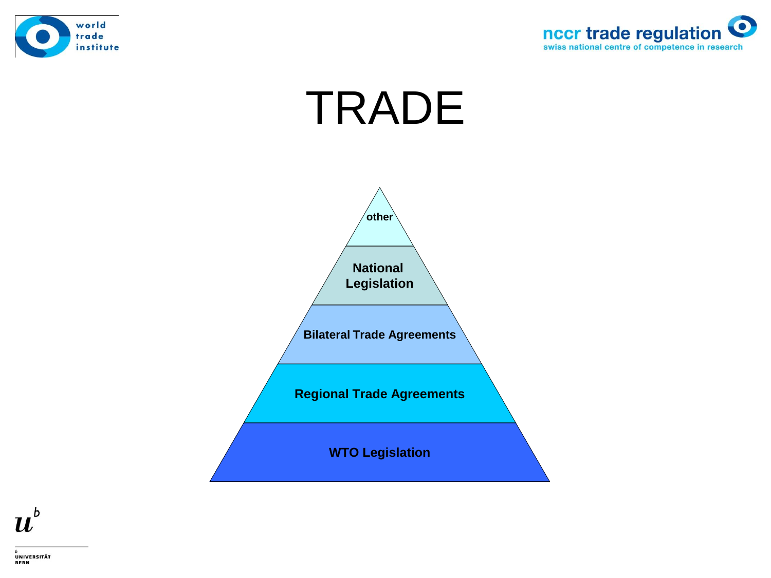# TRADE

- other
- National Legislation
- Bilateral Trade Agreements
- Regional Trade Agreements
- WTO Legislation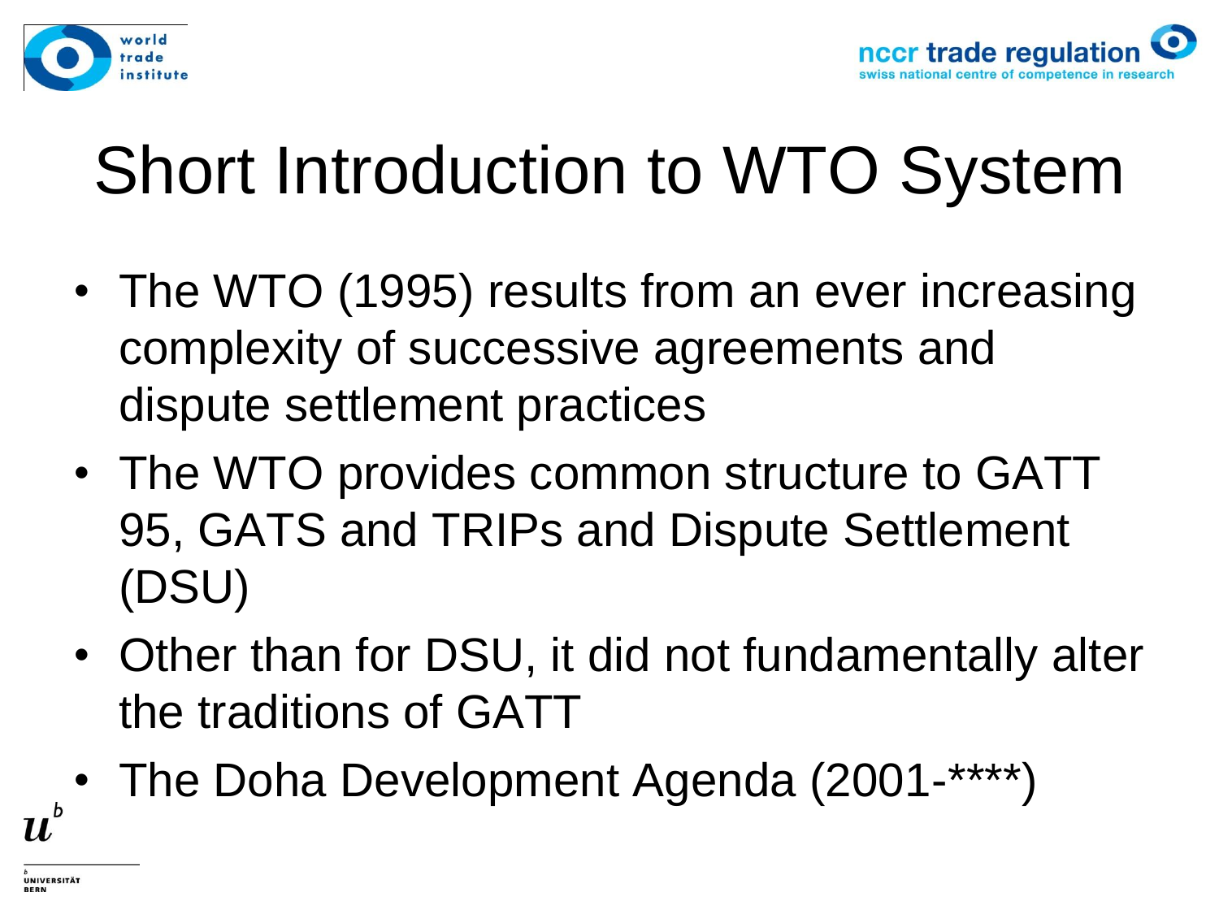# Short Introduction to WTO System

- The WTO (1995) results from an ever increasing complexity of successive agreements and dispute settlement practices
- The WTO provides common structure to GATT 95, GATS and TRIPs and Dispute Settlement (DSU)
- Other than for DSU, it did not fundamentally alter the traditions of GATT
- The Doha Development Agenda (2001-****)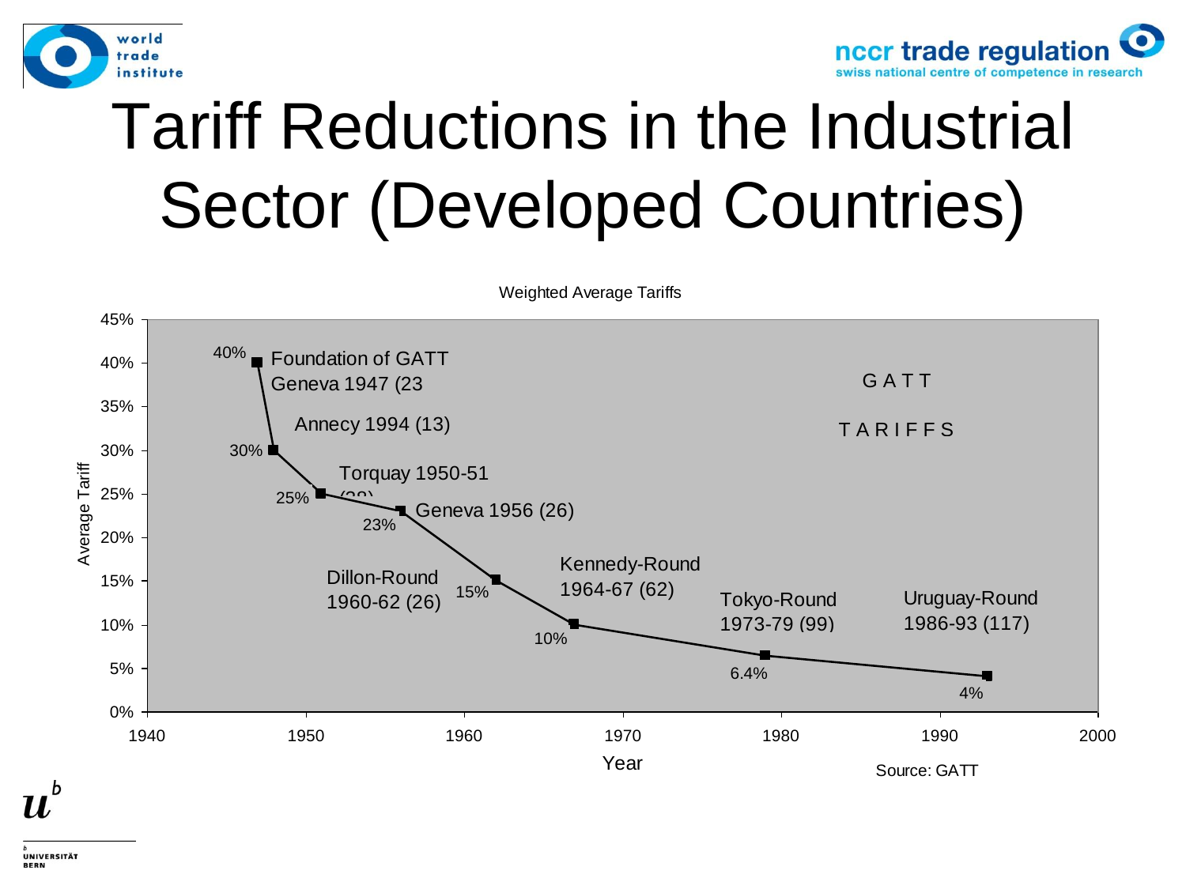# Tariff Reductions in the Industrial Sector (Developed Countries)

Weighted Average Tariffs

| Year | Round | Average Tariff |
|---|---|---|
| 1947 | Foundation of GATT Geneva 1947 (23 | 40% |
| 1948 | Annecy 1994 (13) | 30% |
| 1951 | Torquay 1950-51 (38) | 25% |
| 1956 | Geneva 1956 (26) | 23% |
| 1962 | Dillon-Round 1960-62 (26) | 15% |
| 1967 | Kennedy-Round 1964-67 (62) | 10% |
| 1979 | Tokyo-Round 1973-79 (99) | 6.4% |
| 1993 | Uruguay-Round 1986-93 (117) | 4% |

GATT TARIFFS

Source: GATT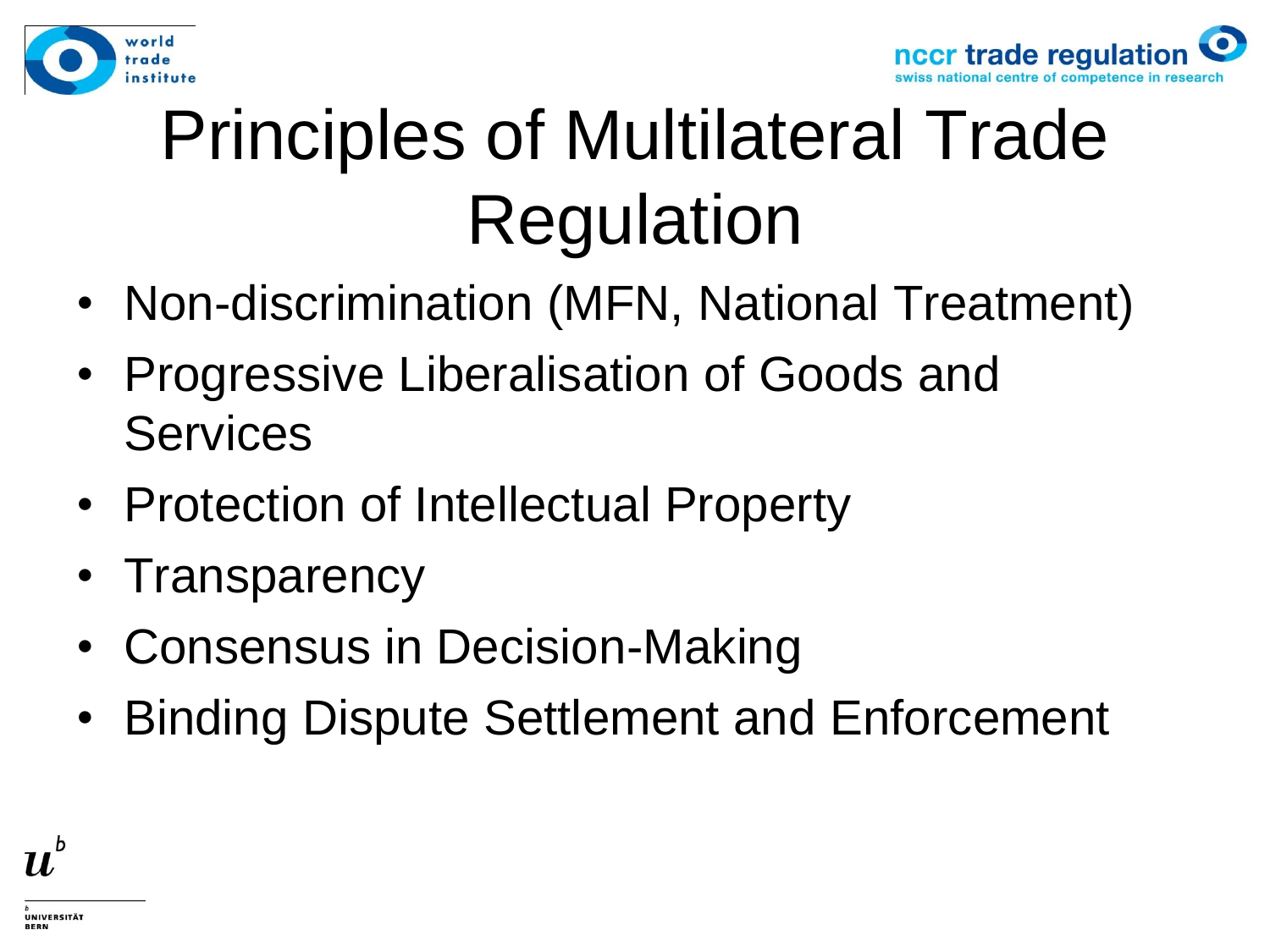# Principles of Multilateral Trade Regulation

- Non-discrimination (MFN, National Treatment)
- Progressive Liberalisation of Goods and Services
- Protection of Intellectual Property
- Transparency
- Consensus in Decision-Making
- Binding Dispute Settlement and Enforcement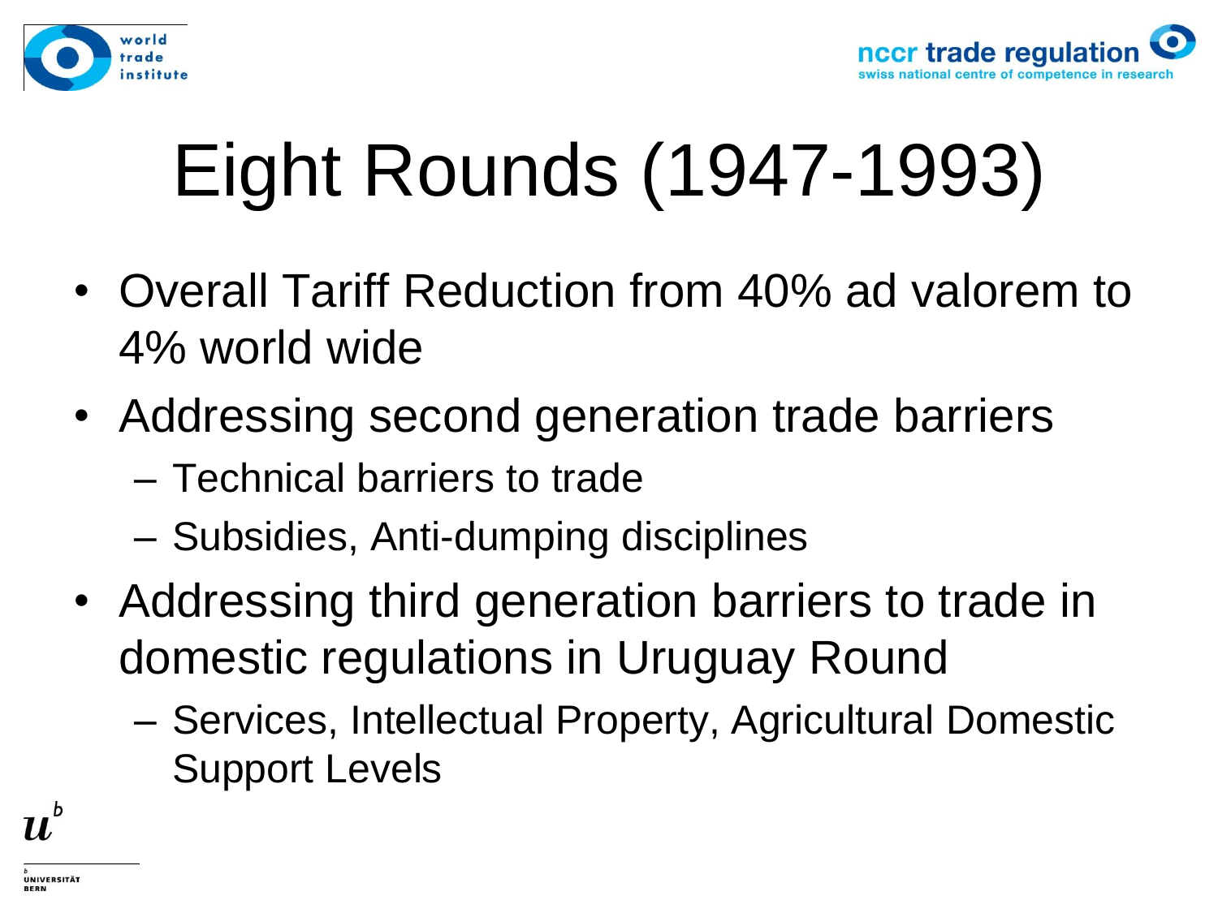# Eight Rounds (1947-1993)

- Overall Tariff Reduction from 40% ad valorem to 4% world wide
- Addressing second generation trade barriers
  - Technical barriers to trade
  - Subsidies, Anti-dumping disciplines
- Addressing third generation barriers to trade in domestic regulations in Uruguay Round
  - Services, Intellectual Property, Agricultural Domestic Support Levels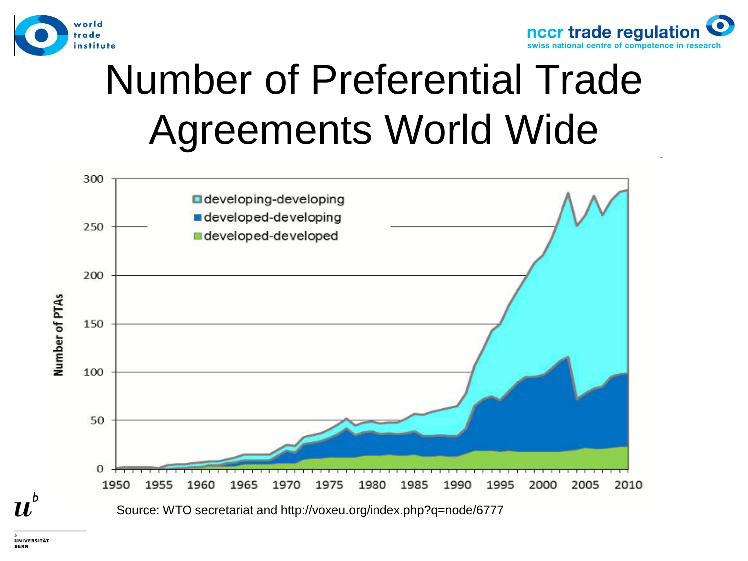# Number of Preferential Trade Agreements World Wide

Source: WTO secretariat and http://voxeu.org/index.php?q=node/6777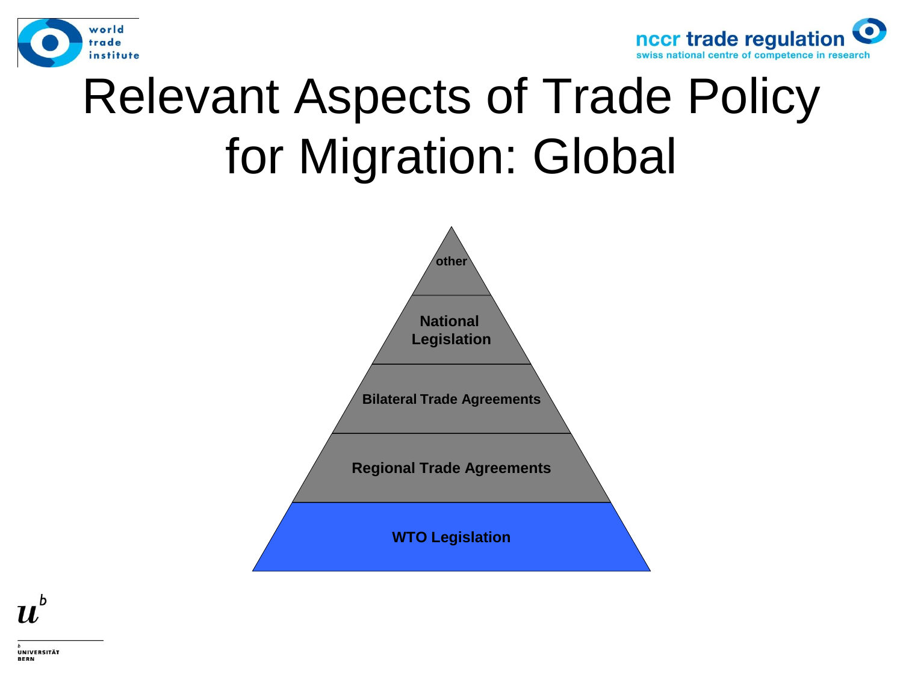# Relevant Aspects of Trade Policy for Migration: Global

- other
- National Legislation
- Bilateral Trade Agreements
- Regional Trade Agreements
- **WTO Legislation**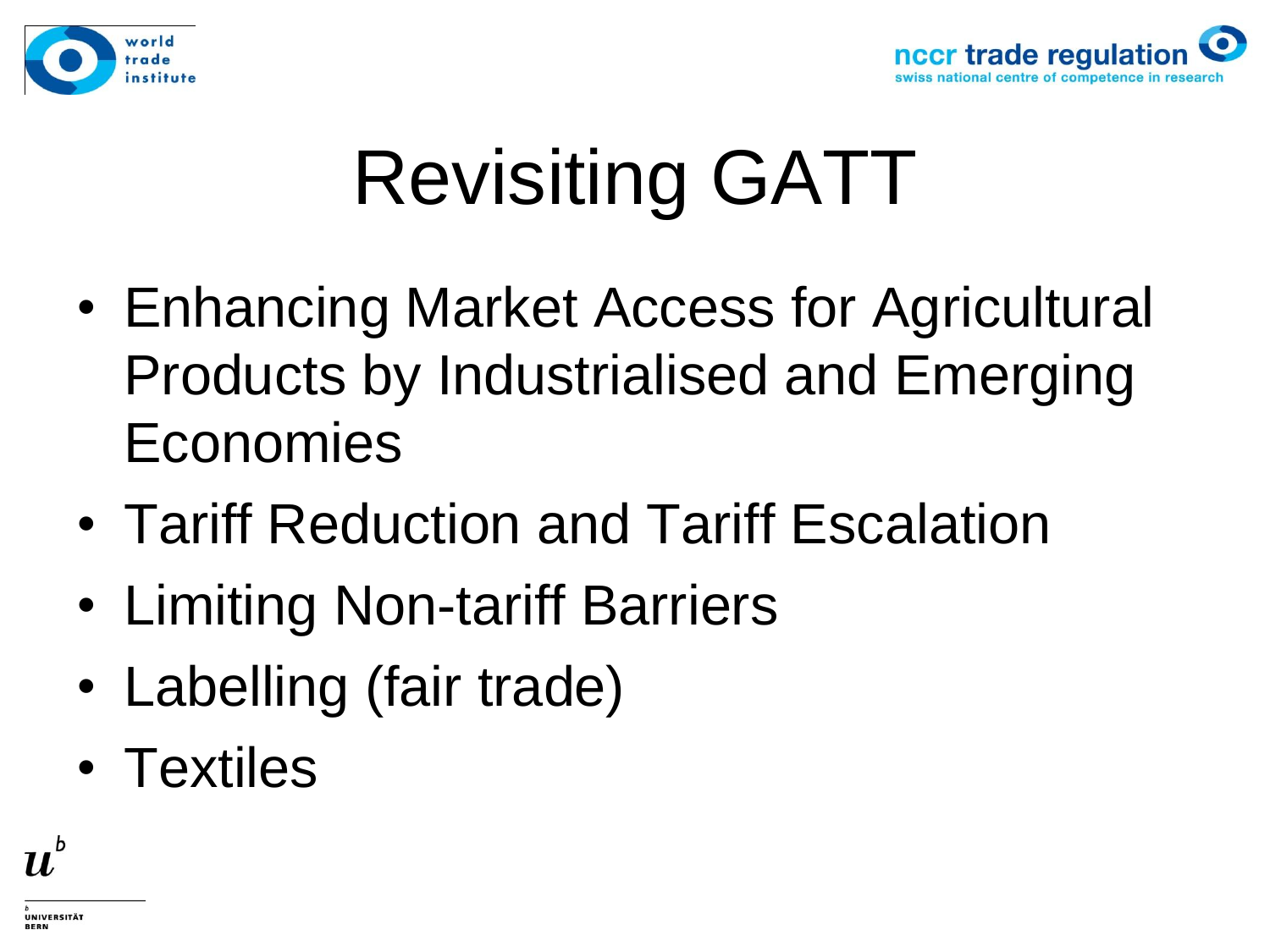# Revisiting GATT

- Enhancing Market Access for Agricultural Products by Industrialised and Emerging Economies
- Tariff Reduction and Tariff Escalation
- Limiting Non-tariff Barriers
- Labelling (fair trade)
- Textiles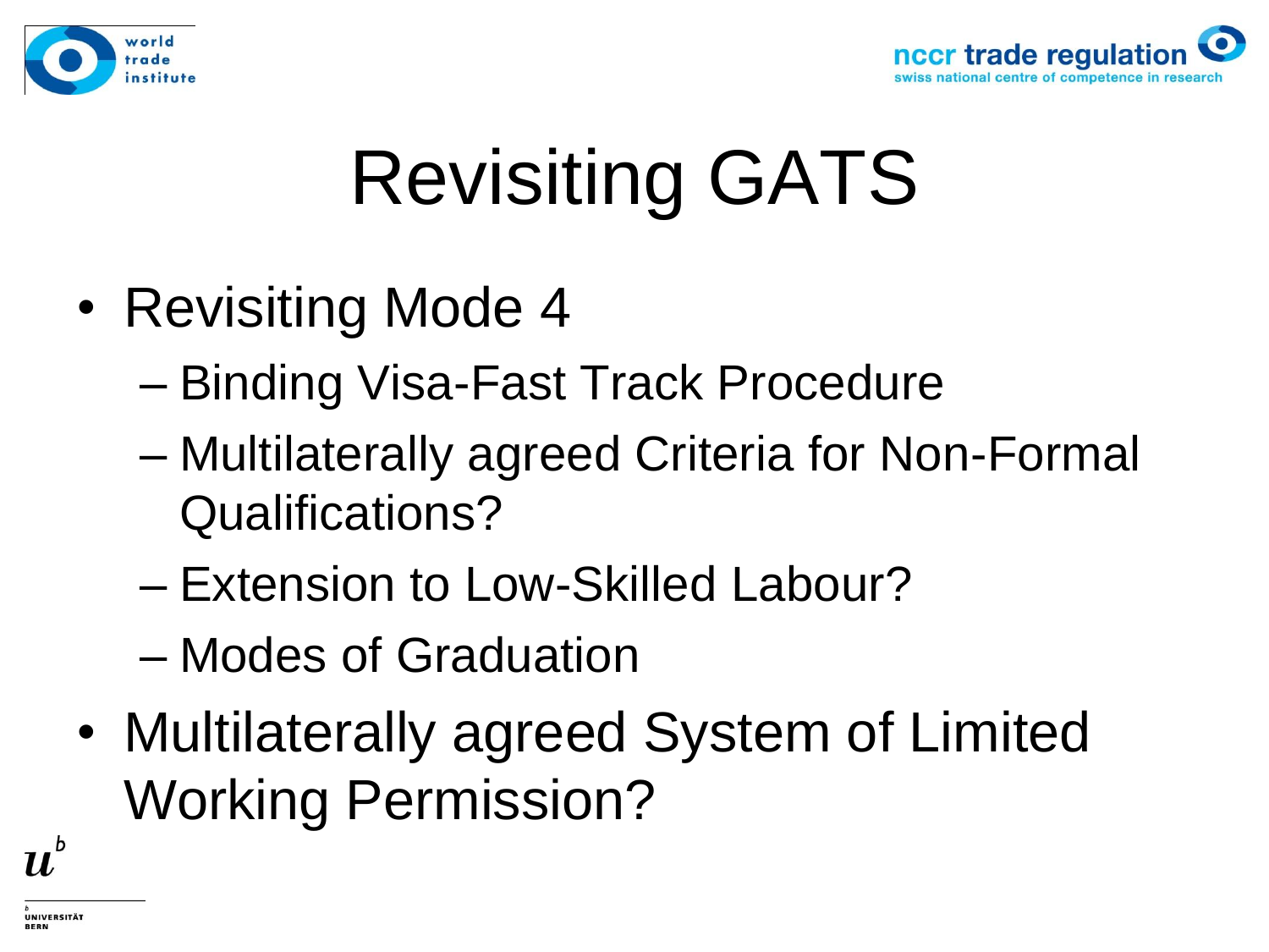# Revisiting GATS

- Revisiting Mode 4
  - Binding Visa-Fast Track Procedure
  - Multilaterally agreed Criteria for Non-Formal Qualifications?
  - Extension to Low-Skilled Labour?
  - Modes of Graduation
- Multilaterally agreed System of Limited Working Permission?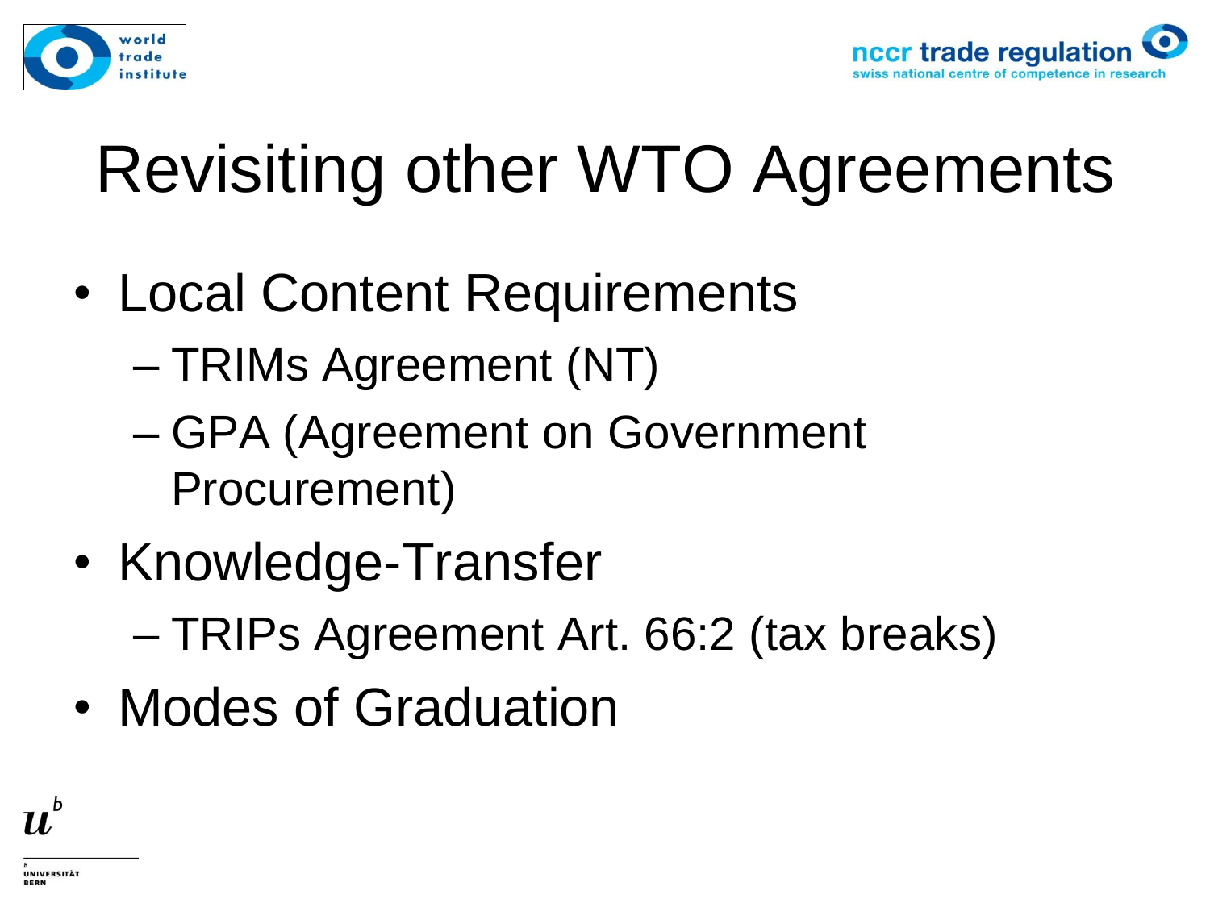# Revisiting other WTO Agreements

- Local Content Requirements
  - TRIMs Agreement (NT)
  - GPA (Agreement on Government Procurement)
- Knowledge-Transfer
  - TRIPs Agreement Art. 66:2 (tax breaks)
- Modes of Graduation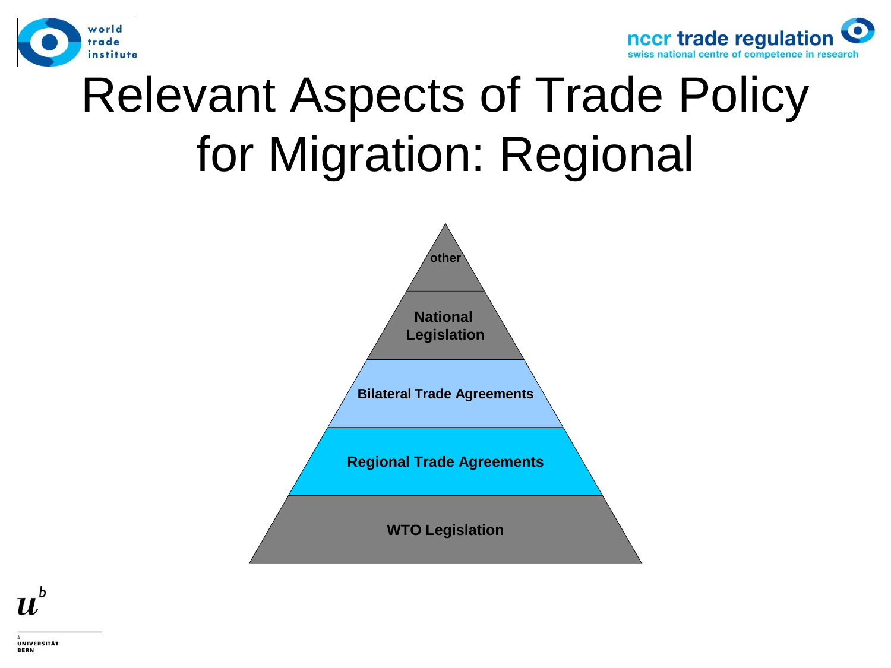# Relevant Aspects of Trade Policy for Migration: Regional

- other
- National Legislation
- Bilateral Trade Agreements
- Regional Trade Agreements
- WTO Legislation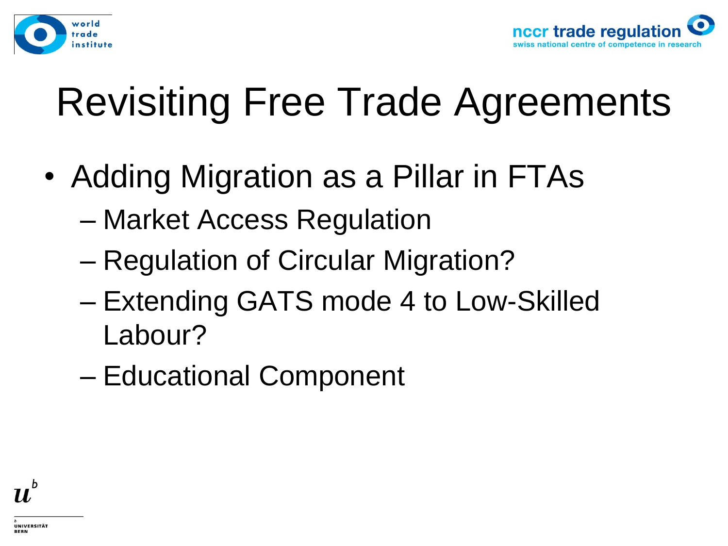# Revisiting Free Trade Agreements

- Adding Migration as a Pillar in FTAs
  - Market Access Regulation
  - Regulation of Circular Migration?
  - Extending GATS mode 4 to Low-Skilled Labour?
  - Educational Component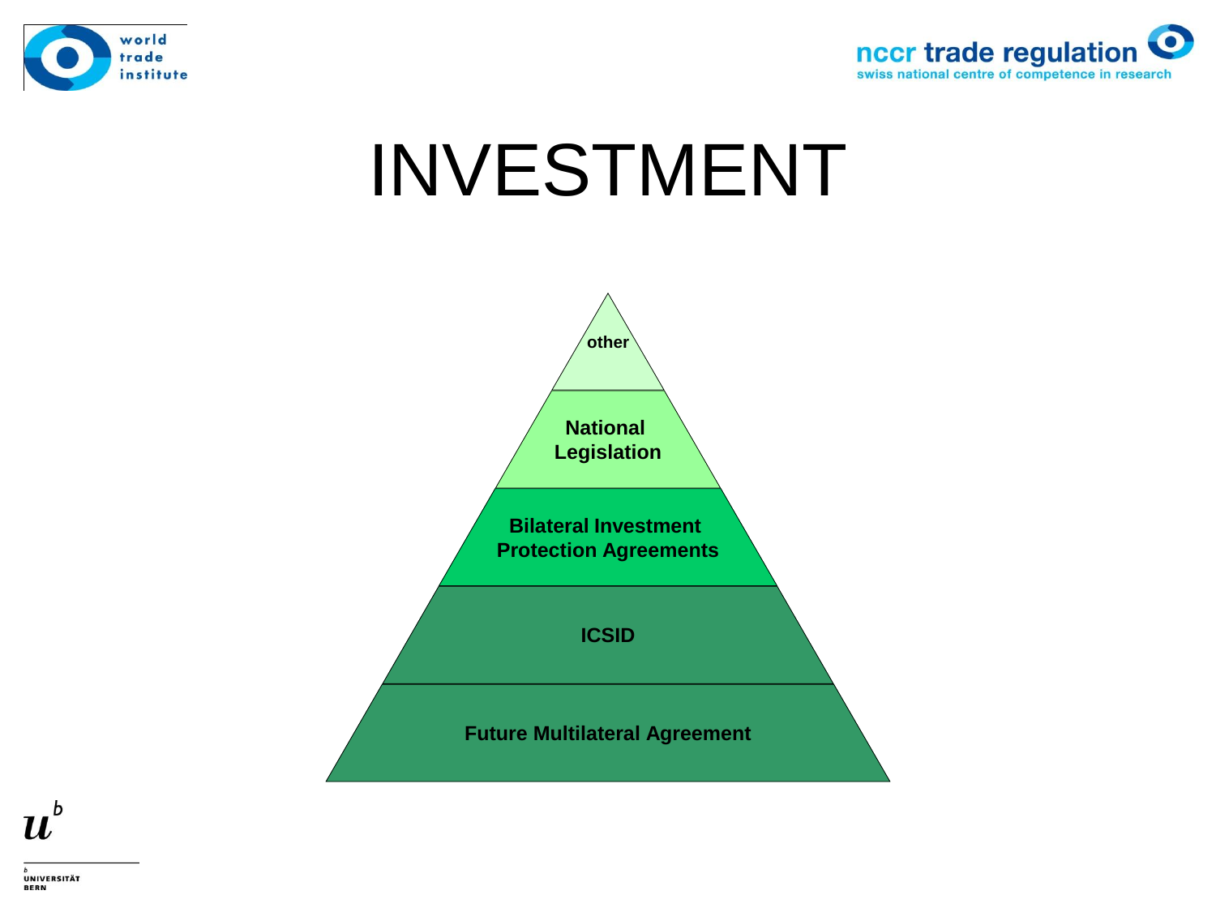# INVESTMENT

- other
- National Legislation
- Bilateral Investment Protection Agreements
- ICSID
- Future Multilateral Agreement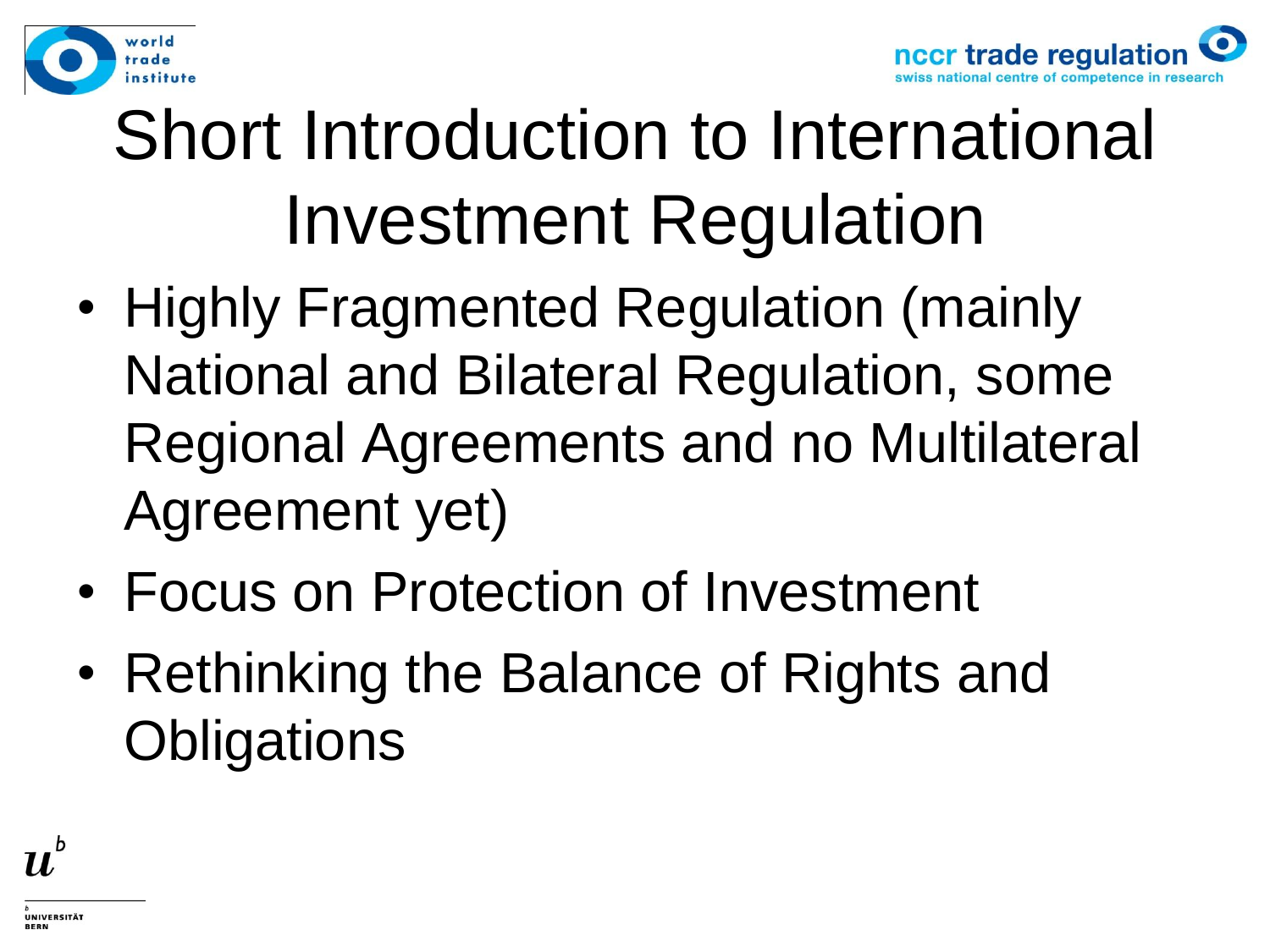# Short Introduction to International Investment Regulation

- Highly Fragmented Regulation (mainly National and Bilateral Regulation, some Regional Agreements and no Multilateral Agreement yet)
- Focus on Protection of Investment
- Rethinking the Balance of Rights and Obligations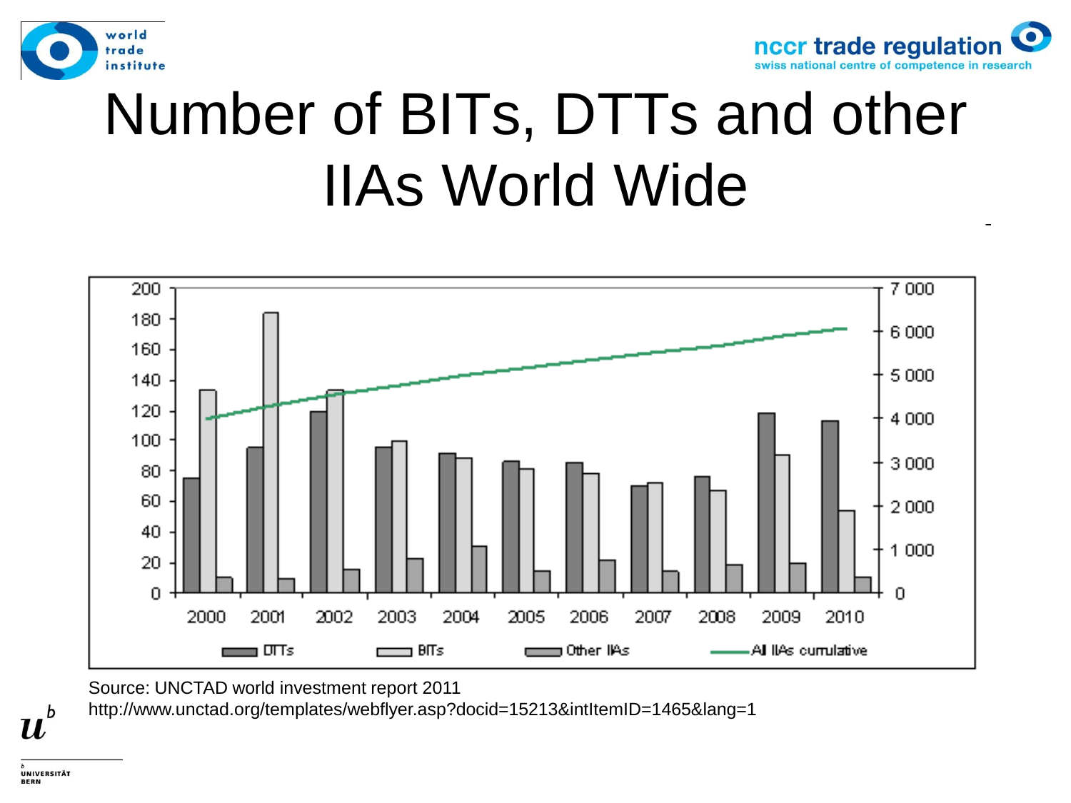# Number of BITs, DTTs and other IIAs World Wide

Source: UNCTAD world investment report 2011

http://www.unctad.org/templates/webflyer.asp?docid=15213&intItemID=1465&lang=1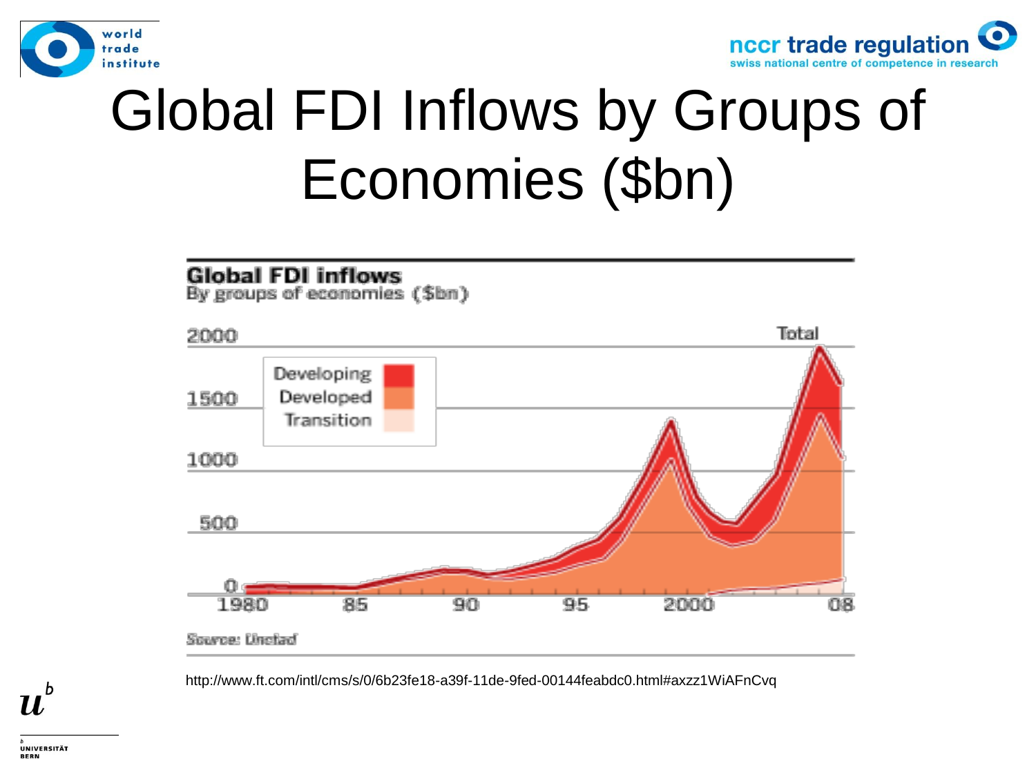# Global FDI Inflows by Groups of Economies ($bn)

**Global FDI inflows**

By groups of economies ($bn)

Source: Unctad

http://www.ft.com/intl/cms/s/0/6b23fe18-a39f-11de-9fed-00144feabdc0.html#axzz1WiAFnCvq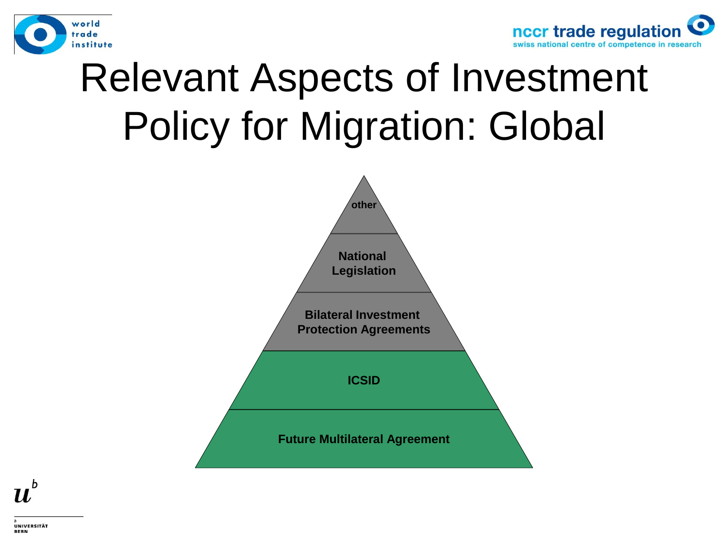# Relevant Aspects of Investment Policy for Migration: Global

- other
- National Legislation
- Bilateral Investment Protection Agreements
- ICSID
- Future Multilateral Agreement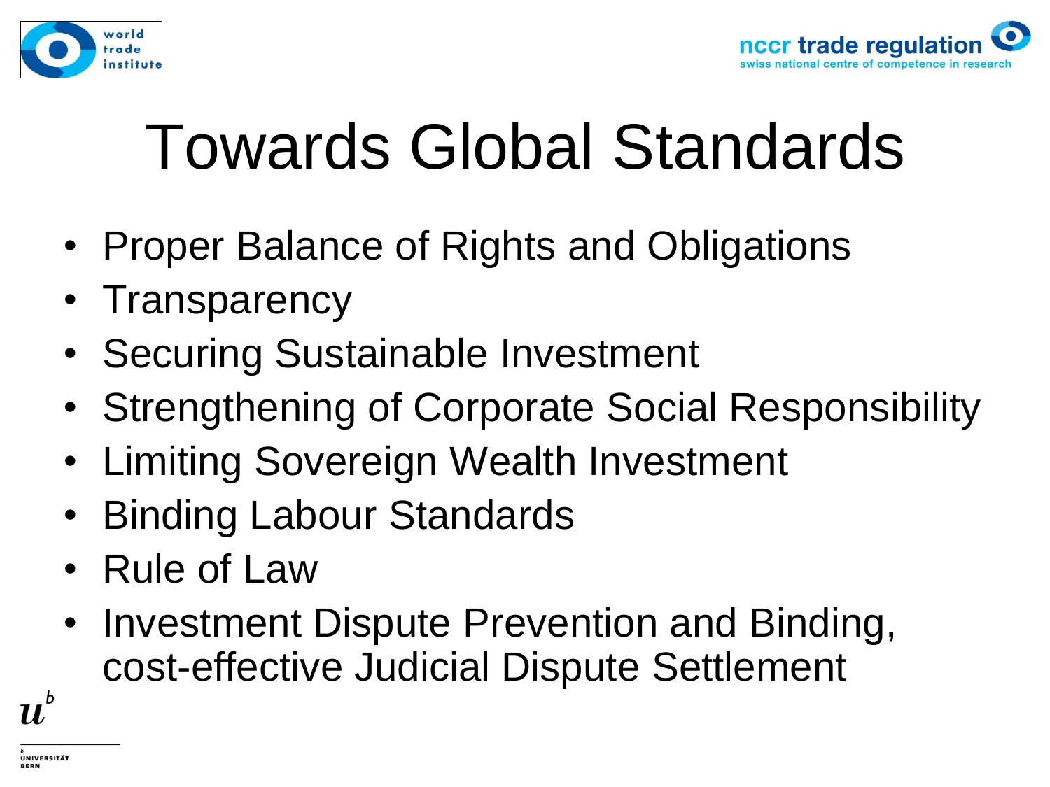# Towards Global Standards

- Proper Balance of Rights and Obligations
- Transparency
- Securing Sustainable Investment
- Strengthening of Corporate Social Responsibility
- Limiting Sovereign Wealth Investment
- Binding Labour Standards
- Rule of Law
- Investment Dispute Prevention and Binding, cost-effective Judicial Dispute Settlement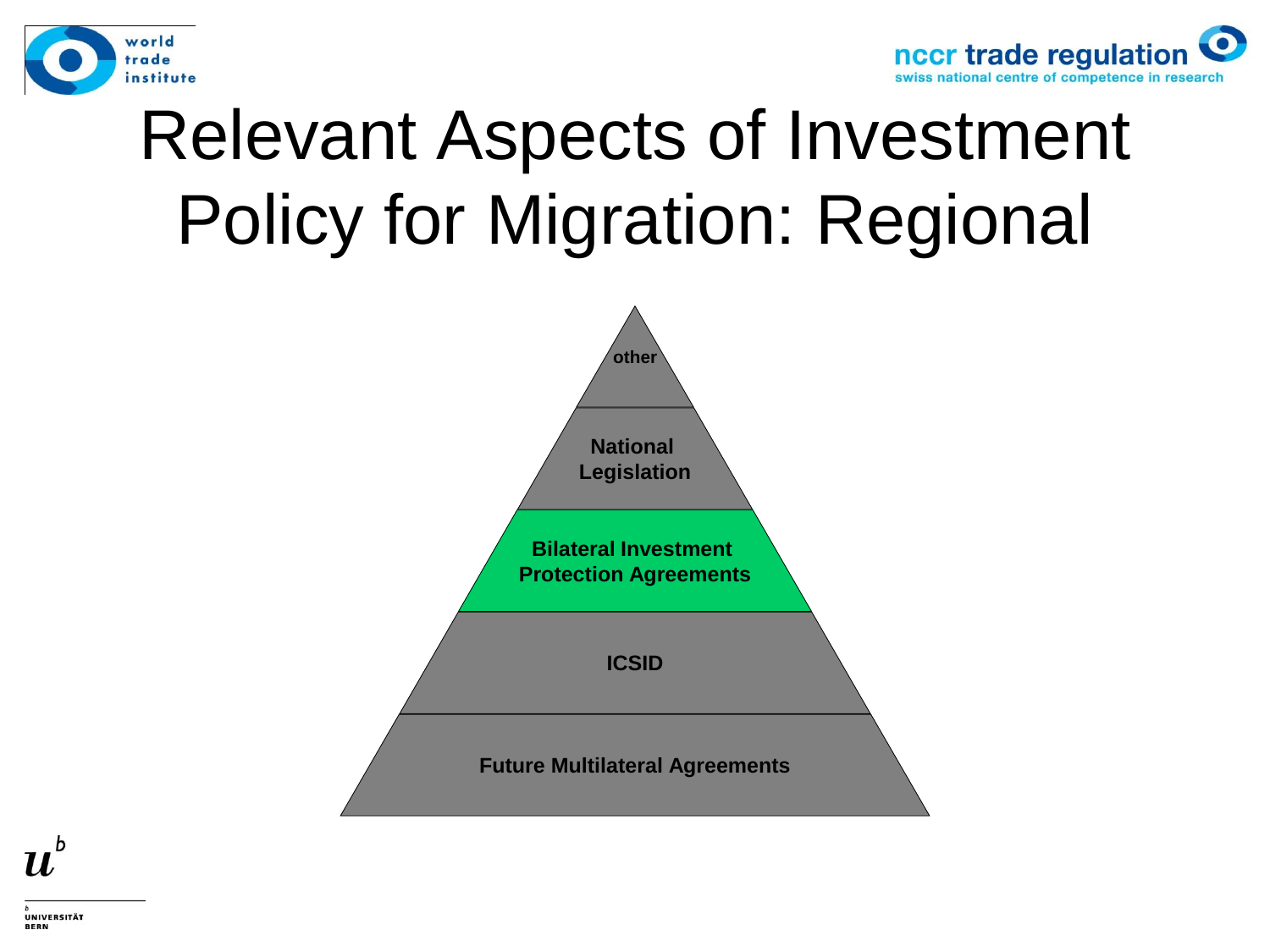# Relevant Aspects of Investment Policy for Migration: Regional

- other
- National Legislation
- **Bilateral Investment Protection Agreements**
- ICSID
- Future Multilateral Agreements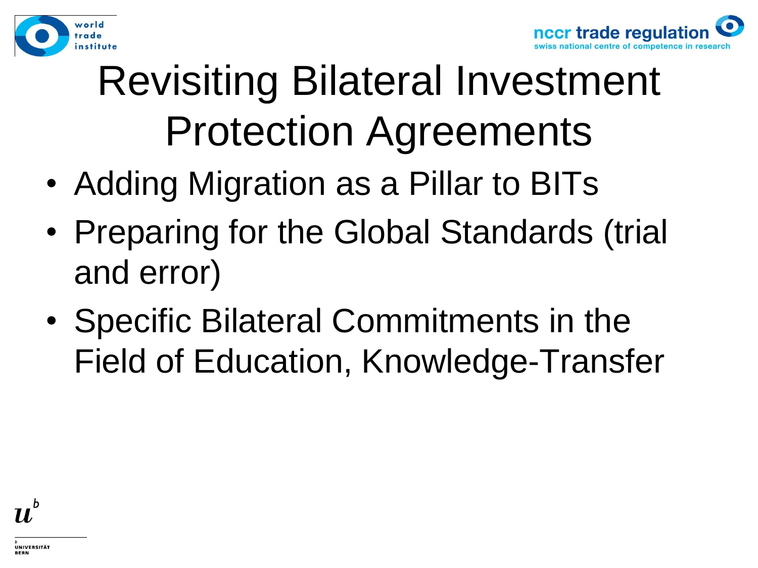# Revisiting Bilateral Investment Protection Agreements

- Adding Migration as a Pillar to BITs
- Preparing for the Global Standards (trial and error)
- Specific Bilateral Commitments in the Field of Education, Knowledge-Transfer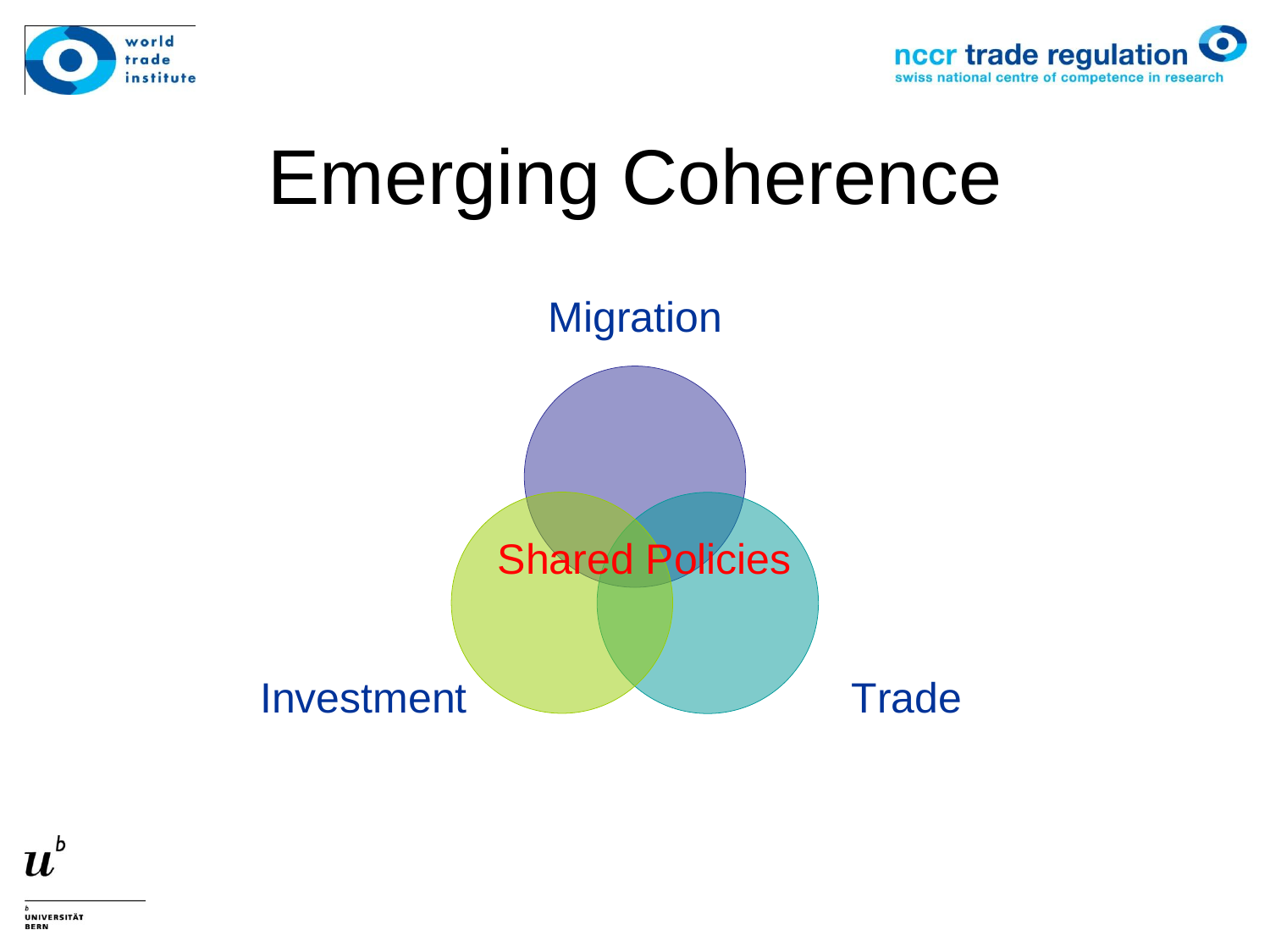# Emerging Coherence

Migration

Shared Policies

Investment

Trade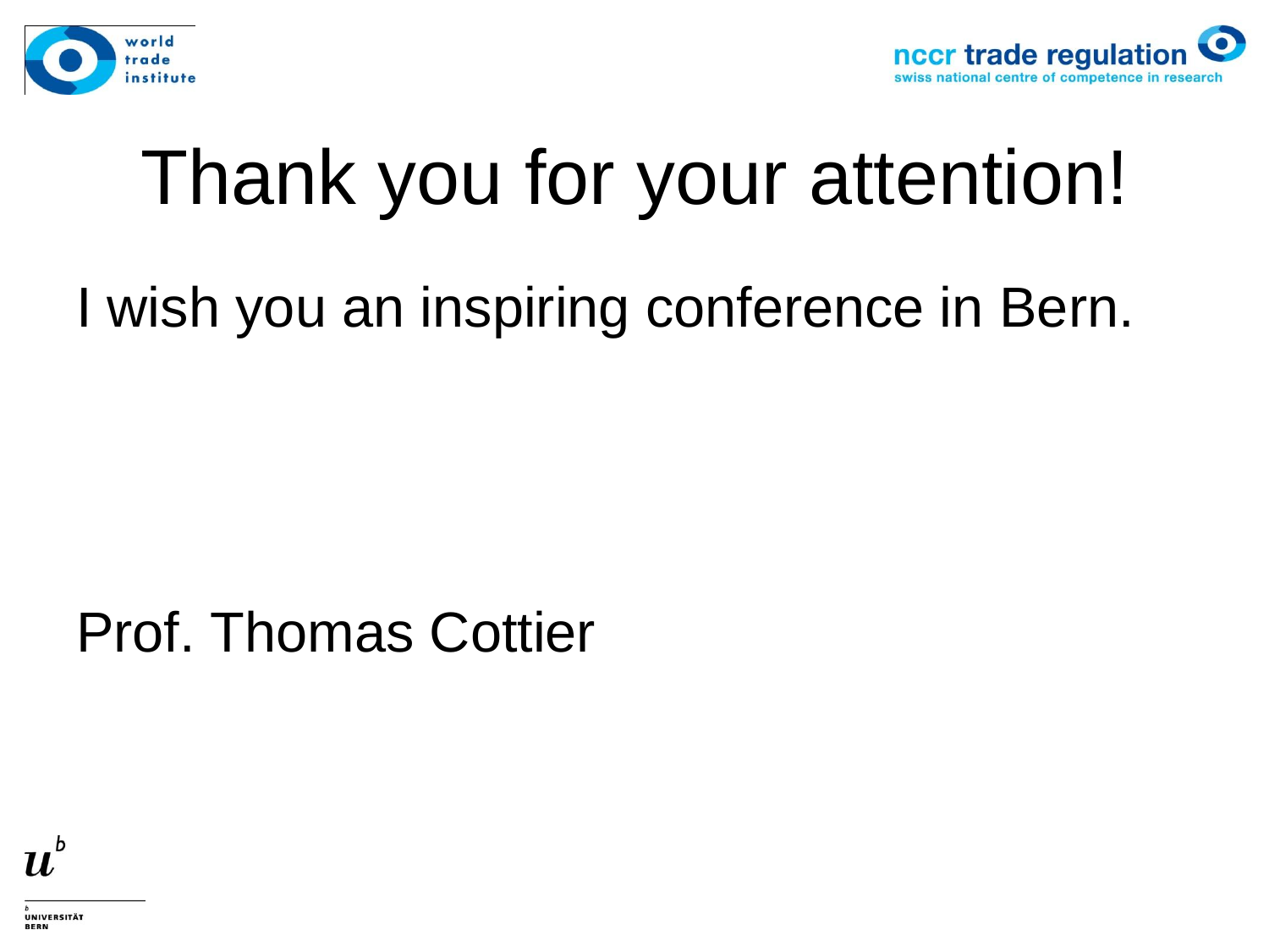# Thank you for your attention!

I wish you an inspiring conference in Bern.

Prof. Thomas Cottier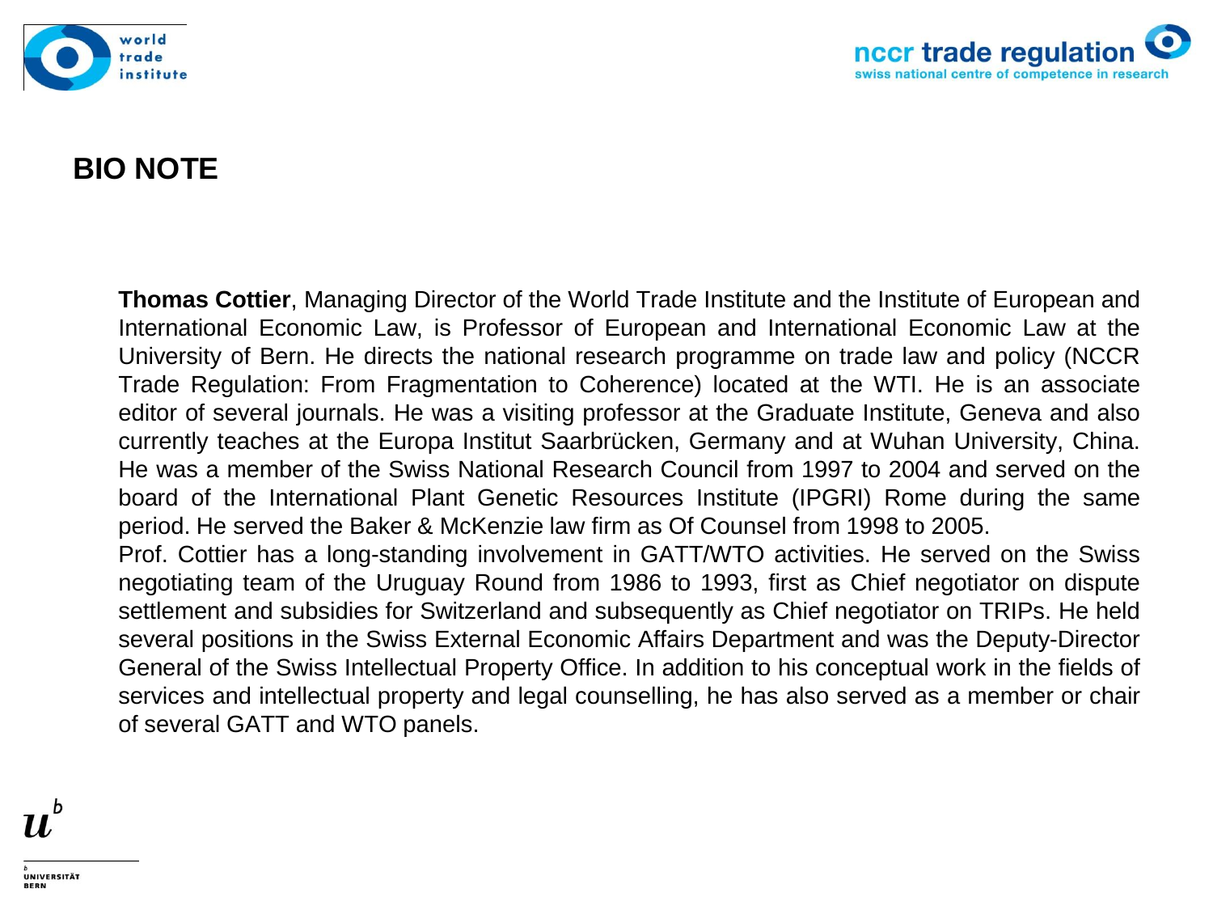# BIO NOTE

**Thomas Cottier**, Managing Director of the World Trade Institute and the Institute of European and International Economic Law, is Professor of European and International Economic Law at the University of Bern. He directs the national research programme on trade law and policy (NCCR Trade Regulation: From Fragmentation to Coherence) located at the WTI. He is an associate editor of several journals. He was a visiting professor at the Graduate Institute, Geneva and also currently teaches at the Europa Institut Saarbrücken, Germany and at Wuhan University, China. He was a member of the Swiss National Research Council from 1997 to 2004 and served on the board of the International Plant Genetic Resources Institute (IPGRI) Rome during the same period. He served the Baker & McKenzie law firm as Of Counsel from 1998 to 2005.

Prof. Cottier has a long-standing involvement in GATT/WTO activities. He served on the Swiss negotiating team of the Uruguay Round from 1986 to 1993, first as Chief negotiator on dispute settlement and subsidies for Switzerland and subsequently as Chief negotiator on TRIPs. He held several positions in the Swiss External Economic Affairs Department and was the Deputy-Director General of the Swiss Intellectual Property Office. In addition to his conceptual work in the fields of services and intellectual property and legal counselling, he has also served as a member or chair of several GATT and WTO panels.